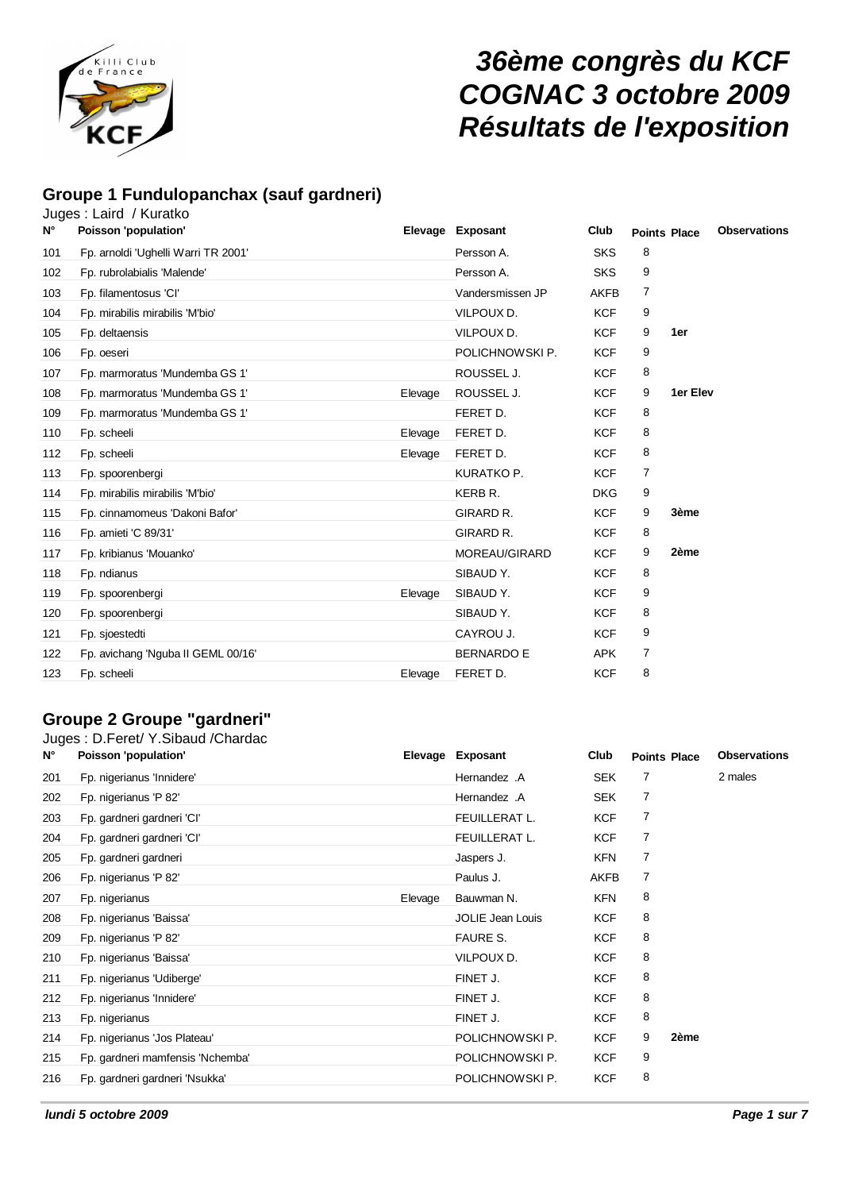# 36ème congrès du KCF
# COGNAC 3 octobre 2009
# Résultats de l'exposition

## Groupe 1 Fundulopanchax (sauf gardneri)

Juges : Laird / Kuratko

| N° | Poisson 'population' | Elevage | Exposant | Club | Points | Place | Observations |
|---|---|---|---|---|---|---|---|
| 101 | Fp. arnoldi 'Ughelli Warri TR 2001' | | Persson A. | SKS | 8 | | |
| 102 | Fp. rubrolabialis 'Malende' | | Persson A. | SKS | 9 | | |
| 103 | Fp. filamentosus 'CI' | | Vandersmissen JP | AKFB | 7 | | |
| 104 | Fp. mirabilis mirabilis 'M'bio' | | VILPOUX D. | KCF | 9 | | |
| 105 | Fp. deltaensis | | VILPOUX D. | KCF | 9 | 1er | |
| 106 | Fp. oeseri | | POLICHNOWSKI P. | KCF | 9 | | |
| 107 | Fp. marmoratus 'Mundemba GS 1' | | ROUSSEL J. | KCF | 8 | | |
| 108 | Fp. marmoratus 'Mundemba GS 1' | Elevage | ROUSSEL J. | KCF | 9 | 1er Elev | |
| 109 | Fp. marmoratus 'Mundemba GS 1' | | FERET D. | KCF | 8 | | |
| 110 | Fp. scheeli | Elevage | FERET D. | KCF | 8 | | |
| 112 | Fp. scheeli | Elevage | FERET D. | KCF | 8 | | |
| 113 | Fp. spoorenbergi | | KURATKO P. | KCF | 7 | | |
| 114 | Fp. mirabilis mirabilis 'M'bio' | | KERB R. | DKG | 9 | | |
| 115 | Fp. cinnamomeus 'Dakoni Bafor' | | GIRARD R. | KCF | 9 | 3ème | |
| 116 | Fp. amieti 'C 89/31' | | GIRARD R. | KCF | 8 | | |
| 117 | Fp. kribianus 'Mouanko' | | MOREAU/GIRARD | KCF | 9 | 2ème | |
| 118 | Fp. ndianus | | SIBAUD Y. | KCF | 8 | | |
| 119 | Fp. spoorenbergi | Elevage | SIBAUD Y. | KCF | 9 | | |
| 120 | Fp. spoorenbergi | | SIBAUD Y. | KCF | 8 | | |
| 121 | Fp. sjoestedti | | CAYROU J. | KCF | 9 | | |
| 122 | Fp. avichang 'Nguba II GEML 00/16' | | BERNARDO E | APK | 7 | | |
| 123 | Fp. scheeli | Elevage | FERET D. | KCF | 8 | | |

## Groupe 2 Groupe "gardneri"

Juges : D.Feret/ Y.Sibaud /Chardac

| N° | Poisson 'population' | Elevage | Exposant | Club | Points | Place | Observations |
|---|---|---|---|---|---|---|---|
| 201 | Fp. nigerianus 'Innidere' | | Hernandez .A | SEK | 7 | | 2 males |
| 202 | Fp. nigerianus 'P 82' | | Hernandez .A | SEK | 7 | | |
| 203 | Fp. gardneri gardneri 'CI' | | FEUILLERAT L. | KCF | 7 | | |
| 204 | Fp. gardneri gardneri 'CI' | | FEUILLERAT L. | KCF | 7 | | |
| 205 | Fp. gardneri gardneri | | Jaspers J. | KFN | 7 | | |
| 206 | Fp. nigerianus 'P 82' | | Paulus J. | AKFB | 7 | | |
| 207 | Fp. nigerianus | Elevage | Bauwman N. | KFN | 8 | | |
| 208 | Fp. nigerianus 'Baissa' | | JOLIE Jean Louis | KCF | 8 | | |
| 209 | Fp. nigerianus 'P 82' | | FAURE S. | KCF | 8 | | |
| 210 | Fp. nigerianus 'Baissa' | | VILPOUX D. | KCF | 8 | | |
| 211 | Fp. nigerianus 'Udiberge' | | FINET J. | KCF | 8 | | |
| 212 | Fp. nigerianus 'Innidere' | | FINET J. | KCF | 8 | | |
| 213 | Fp. nigerianus | | FINET J. | KCF | 8 | | |
| 214 | Fp. nigerianus 'Jos Plateau' | | POLICHNOWSKI P. | KCF | 9 | 2ème | |
| 215 | Fp. gardneri mamfensis 'Nchemba' | | POLICHNOWSKI P. | KCF | 9 | | |
| 216 | Fp. gardneri gardneri 'Nsukka' | | POLICHNOWSKI P. | KCF | 8 | | |

*lundi 5 octobre 2009*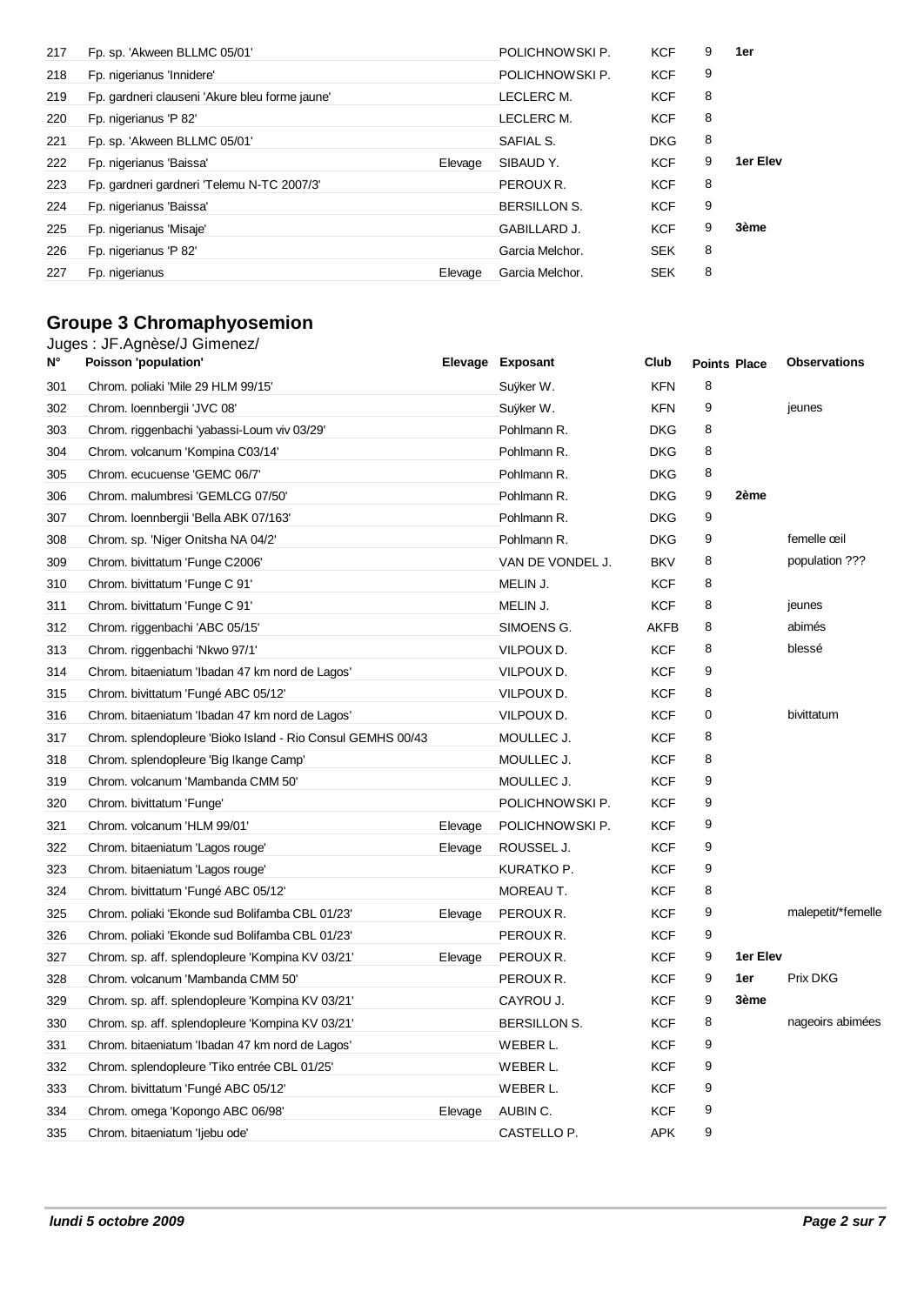| N° | Poisson 'population' | Elevage | Exposant | Club | Points | Place | Observations |
|---|---|---|---|---|---|---|---|
| 217 | Fp. sp. 'Akween BLLMC 05/01' | | POLICHNOWSKI P. | KCF | 9 | 1er | |
| 218 | Fp. nigerianus 'Innidere' | | POLICHNOWSKI P. | KCF | 9 | | |
| 219 | Fp. gardneri clauseni 'Akure bleu forme jaune' | | LECLERC M. | KCF | 8 | | |
| 220 | Fp. nigerianus 'P 82' | | LECLERC M. | KCF | 8 | | |
| 221 | Fp. sp. 'Akween BLLMC 05/01' | | SAFIAL S. | DKG | 8 | | |
| 222 | Fp. nigerianus 'Baissa' | Elevage | SIBAUD Y. | KCF | 9 | 1er Elev | |
| 223 | Fp. gardneri gardneri 'Telemu N-TC 2007/3' | | PEROUX R. | KCF | 8 | | |
| 224 | Fp. nigerianus 'Baissa' | | BERSILLON S. | KCF | 9 | | |
| 225 | Fp. nigerianus 'Misaje' | | GABILLARD J. | KCF | 9 | 3ème | |
| 226 | Fp. nigerianus 'P 82' | | Garcia Melchor. | SEK | 8 | | |
| 227 | Fp. nigerianus | Elevage | Garcia Melchor. | SEK | 8 | | |

## Groupe 3 Chromaphyosemion

Juges : JF.Agnèse/J Gimenez/

| N° | Poisson 'population' | Elevage | Exposant | Club | Points | Place | Observations |
|---|---|---|---|---|---|---|---|
| 301 | Chrom. poliaki 'Mile 29 HLM 99/15' | | Suÿker W. | KFN | 8 | | |
| 302 | Chrom. loennbergii 'JVC 08' | | Suÿker W. | KFN | 9 | | jeunes |
| 303 | Chrom. riggenbachi 'yabassi-Loum viv 03/29' | | Pohlmann R. | DKG | 8 | | |
| 304 | Chrom. volcanum 'Kompina C03/14' | | Pohlmann R. | DKG | 8 | | |
| 305 | Chrom. ecucuense 'GEMC 06/7' | | Pohlmann R. | DKG | 8 | | |
| 306 | Chrom. malumbresi 'GEMLCG 07/50' | | Pohlmann R. | DKG | 9 | 2ème | |
| 307 | Chrom. loennbergii 'Bella ABK 07/163' | | Pohlmann R. | DKG | 9 | | |
| 308 | Chrom. sp. 'Niger Onitsha NA 04/2' | | Pohlmann R. | DKG | 9 | | femelle œil |
| 309 | Chrom. bivittatum 'Funge C2006' | | VAN DE VONDEL J. | BKV | 8 | | population ??? |
| 310 | Chrom. bivittatum 'Funge C 91' | | MELIN J. | KCF | 8 | | |
| 311 | Chrom. bivittatum 'Funge C 91' | | MELIN J. | KCF | 8 | | jeunes |
| 312 | Chrom. riggenbachi 'ABC 05/15' | | SIMOENS G. | AKFB | 8 | | abimés |
| 313 | Chrom. riggenbachi 'Nkwo 97/1' | | VILPOUX D. | KCF | 8 | | blessé |
| 314 | Chrom. bitaeniatum 'Ibadan 47 km nord de Lagos' | | VILPOUX D. | KCF | 9 | | |
| 315 | Chrom. bivittatum 'Fungé ABC 05/12' | | VILPOUX D. | KCF | 8 | | |
| 316 | Chrom. bitaeniatum 'Ibadan 47 km nord de Lagos' | | VILPOUX D. | KCF | 0 | | bivittatum |
| 317 | Chrom. splendopleure 'Bioko Island - Rio Consul GEMHS 00/43 | | MOULLEC J. | KCF | 8 | | |
| 318 | Chrom. splendopleure 'Big Ikange Camp' | | MOULLEC J. | KCF | 8 | | |
| 319 | Chrom. volcanum 'Mambanda CMM 50' | | MOULLEC J. | KCF | 9 | | |
| 320 | Chrom. bivittatum 'Funge' | | POLICHNOWSKI P. | KCF | 9 | | |
| 321 | Chrom. volcanum 'HLM 99/01' | Elevage | POLICHNOWSKI P. | KCF | 9 | | |
| 322 | Chrom. bitaeniatum 'Lagos rouge' | Elevage | ROUSSEL J. | KCF | 9 | | |
| 323 | Chrom. bitaeniatum 'Lagos rouge' | | KURATKO P. | KCF | 9 | | |
| 324 | Chrom. bivittatum 'Fungé ABC 05/12' | | MOREAU T. | KCF | 8 | | |
| 325 | Chrom. poliaki 'Ekonde sud Bolifamba CBL 01/23' | Elevage | PEROUX R. | KCF | 9 | | malepetit/*femelle |
| 326 | Chrom. poliaki 'Ekonde sud Bolifamba CBL 01/23' | | PEROUX R. | KCF | 9 | | |
| 327 | Chrom. sp. aff. splendopleure 'Kompina KV 03/21' | Elevage | PEROUX R. | KCF | 9 | 1er Elev | |
| 328 | Chrom. volcanum 'Mambanda CMM 50' | | PEROUX R. | KCF | 9 | 1er | Prix DKG |
| 329 | Chrom. sp. aff. splendopleure 'Kompina KV 03/21' | | CAYROU J. | KCF | 9 | 3ème | |
| 330 | Chrom. sp. aff. splendopleure 'Kompina KV 03/21' | | BERSILLON S. | KCF | 8 | | nageoirs abimées |
| 331 | Chrom. bitaeniatum 'Ibadan 47 km nord de Lagos' | | WEBER L. | KCF | 9 | | |
| 332 | Chrom. splendopleure 'Tiko entrée CBL 01/25' | | WEBER L. | KCF | 9 | | |
| 333 | Chrom. bivittatum 'Fungé ABC 05/12' | | WEBER L. | KCF | 9 | | |
| 334 | Chrom. omega 'Kopongo ABC 06/98' | Elevage | AUBIN C. | KCF | 9 | | |
| 335 | Chrom. bitaeniatum 'Ijebu ode' | | CASTELLO P. | APK | 9 | | |

*lundi 5 octobre 2009*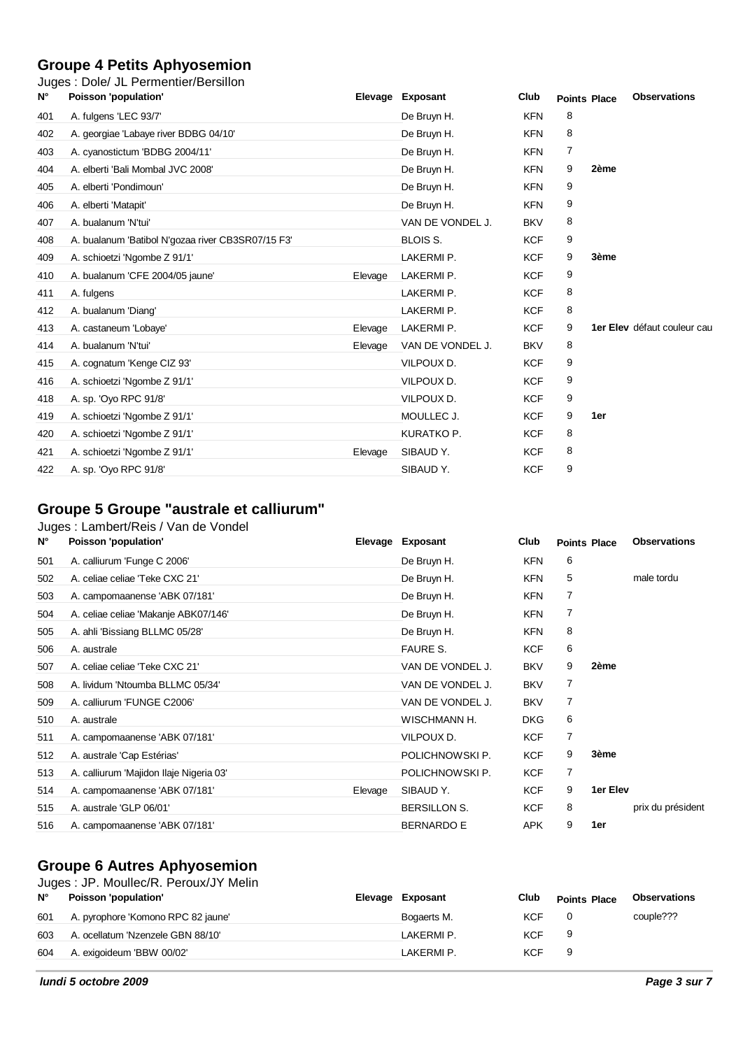## Groupe 4 Petits Aphyosemion

Juges : Dole/ JL Permentier/Bersillon

| N° | Poisson 'population' | Elevage | Exposant | Club | Points | Place | Observations |
|---|---|---|---|---|---|---|---|
| 401 | A. fulgens 'LEC 93/7' | | De Bruyn H. | KFN | 8 | | |
| 402 | A. georgiae 'Labaye river BDBG 04/10' | | De Bruyn H. | KFN | 8 | | |
| 403 | A. cyanostictum 'BDBG 2004/11' | | De Bruyn H. | KFN | 7 | | |
| 404 | A. elberti 'Bali Mombal JVC 2008' | | De Bruyn H. | KFN | 9 | **2ème** | |
| 405 | A. elberti 'Pondimoun' | | De Bruyn H. | KFN | 9 | | |
| 406 | A. elberti 'Matapit' | | De Bruyn H. | KFN | 9 | | |
| 407 | A. bualanum 'N'tui' | | VAN DE VONDEL J. | BKV | 8 | | |
| 408 | A. bualanum 'Batibol N'gozaa river CB3SR07/15 F3' | | BLOIS S. | KCF | 9 | | |
| 409 | A. schioetzi 'Ngombe Z 91/1' | | LAKERMI P. | KCF | 9 | **3ème** | |
| 410 | A. bualanum 'CFE 2004/05 jaune' | Elevage | LAKERMI P. | KCF | 9 | | |
| 411 | A. fulgens | | LAKERMI P. | KCF | 8 | | |
| 412 | A. bualanum 'Diang' | | LAKERMI P. | KCF | 8 | | |
| 413 | A. castaneum 'Lobaye' | Elevage | LAKERMI P. | KCF | 9 | **1er Elev** | défaut couleur cau |
| 414 | A. bualanum 'N'tui' | Elevage | VAN DE VONDEL J. | BKV | 8 | | |
| 415 | A. cognatum 'Kenge CIZ 93' | | VILPOUX D. | KCF | 9 | | |
| 416 | A. schioetzi 'Ngombe Z 91/1' | | VILPOUX D. | KCF | 9 | | |
| 418 | A. sp. 'Oyo RPC 91/8' | | VILPOUX D. | KCF | 9 | | |
| 419 | A. schioetzi 'Ngombe Z 91/1' | | MOULLEC J. | KCF | 9 | **1er** | |
| 420 | A. schioetzi 'Ngombe Z 91/1' | | KURATKO P. | KCF | 8 | | |
| 421 | A. schioetzi 'Ngombe Z 91/1' | Elevage | SIBAUD Y. | KCF | 8 | | |
| 422 | A. sp. 'Oyo RPC 91/8' | | SIBAUD Y. | KCF | 9 | | |

## Groupe 5 Groupe "australe et calliurum"

Juges : Lambert/Reis / Van de Vondel

| N° | Poisson 'population' | Elevage | Exposant | Club | Points | Place | Observations |
|---|---|---|---|---|---|---|---|
| 501 | A. calliurum 'Funge C 2006' | | De Bruyn H. | KFN | 6 | | |
| 502 | A. celiae celiae 'Teke CXC 21' | | De Bruyn H. | KFN | 5 | | male tordu |
| 503 | A. campomaanense 'ABK 07/181' | | De Bruyn H. | KFN | 7 | | |
| 504 | A. celiae celiae 'Makanje ABK07/146' | | De Bruyn H. | KFN | 7 | | |
| 505 | A. ahli 'Bissiang BLLMC 05/28' | | De Bruyn H. | KFN | 8 | | |
| 506 | A. australe | | FAURE S. | KCF | 6 | | |
| 507 | A. celiae celiae 'Teke CXC 21' | | VAN DE VONDEL J. | BKV | 9 | **2ème** | |
| 508 | A. lividum 'Ntoumba BLLMC 05/34' | | VAN DE VONDEL J. | BKV | 7 | | |
| 509 | A. calliurum 'FUNGE C2006' | | VAN DE VONDEL J. | BKV | 7 | | |
| 510 | A. australe | | WISCHMANN H. | DKG | 6 | | |
| 511 | A. campomaanense 'ABK 07/181' | | VILPOUX D. | KCF | 7 | | |
| 512 | A. australe 'Cap Estérias' | | POLICHNOWSKI P. | KCF | 9 | **3ème** | |
| 513 | A. calliurum 'Majidon Ilaje Nigeria 03' | | POLICHNOWSKI P. | KCF | 7 | | |
| 514 | A. campomaanense 'ABK 07/181' | Elevage | SIBAUD Y. | KCF | 9 | **1er Elev** | |
| 515 | A. australe 'GLP 06/01' | | BERSILLON S. | KCF | 8 | | prix du président |
| 516 | A. campomaanense 'ABK 07/181' | | BERNARDO E | APK | 9 | **1er** | |

## Groupe 6 Autres Aphyosemion

Juges : JP. Moullec/R. Peroux/JY Melin

| N° | Poisson 'population' | Elevage | Exposant | Club | Points | Place | Observations |
|---|---|---|---|---|---|---|---|
| 601 | A. pyrophore 'Komono RPC 82 jaune' | | Bogaerts M. | KCF | 0 | | couple??? |
| 603 | A. ocellatum 'Nzenzele GBN 88/10' | | LAKERMI P. | KCF | 9 | | |
| 604 | A. exigoideum 'BBW 00/02' | | LAKERMI P. | KCF | 9 | | |

*lundi 5 octobre 2009*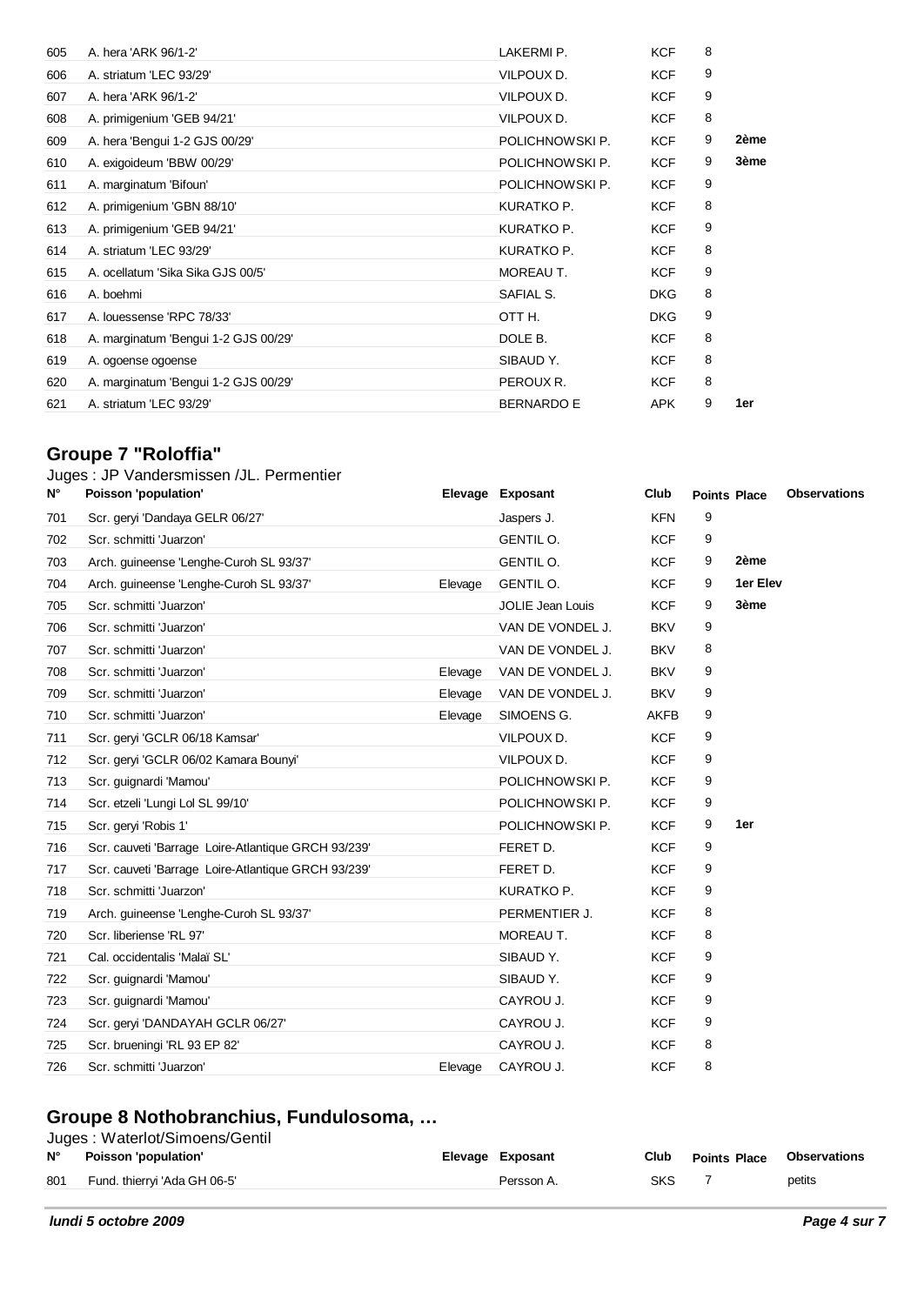| N° | Poisson 'population' | Elevage | Exposant | Club | Points | Place | Observations |
|---|---|---|---|---|---|---|---|
| 605 | A. hera 'ARK 96/1-2' | | LAKERMI P. | KCF | 8 | | |
| 606 | A. striatum 'LEC 93/29' | | VILPOUX D. | KCF | 9 | | |
| 607 | A. hera 'ARK 96/1-2' | | VILPOUX D. | KCF | 9 | | |
| 608 | A. primigenium 'GEB 94/21' | | VILPOUX D. | KCF | 8 | | |
| 609 | A. hera 'Bengui 1-2 GJS 00/29' | | POLICHNOWSKI P. | KCF | 9 | 2ème | |
| 610 | A. exigoideum 'BBW 00/29' | | POLICHNOWSKI P. | KCF | 9 | 3ème | |
| 611 | A. marginatum 'Bifoun' | | POLICHNOWSKI P. | KCF | 9 | | |
| 612 | A. primigenium 'GBN 88/10' | | KURATKO P. | KCF | 8 | | |
| 613 | A. primigenium 'GEB 94/21' | | KURATKO P. | KCF | 9 | | |
| 614 | A. striatum 'LEC 93/29' | | KURATKO P. | KCF | 8 | | |
| 615 | A. ocellatum 'Sika Sika GJS 00/5' | | MOREAU T. | KCF | 9 | | |
| 616 | A. boehmi | | SAFIAL S. | DKG | 8 | | |
| 617 | A. louessense 'RPC 78/33' | | OTT H. | DKG | 9 | | |
| 618 | A. marginatum 'Bengui 1-2 GJS 00/29' | | DOLE B. | KCF | 8 | | |
| 619 | A. ogoense ogoense | | SIBAUD Y. | KCF | 8 | | |
| 620 | A. marginatum 'Bengui 1-2 GJS 00/29' | | PEROUX R. | KCF | 8 | | |
| 621 | A. striatum 'LEC 93/29' | | BERNARDO E | APK | 9 | 1er | |

## Groupe 7 "Roloffia"

Juges : JP Vandersmissen /JL. Permentier

| N° | Poisson 'population' | Elevage | Exposant | Club | Points | Place | Observations |
|---|---|---|---|---|---|---|---|
| 701 | Scr. geryi 'Dandaya GELR 06/27' | | Jaspers J. | KFN | 9 | | |
| 702 | Scr. schmitti 'Juarzon' | | GENTIL O. | KCF | 9 | | |
| 703 | Arch. guineense 'Lenghe-Curoh SL 93/37' | | GENTIL O. | KCF | 9 | 2ème | |
| 704 | Arch. guineense 'Lenghe-Curoh SL 93/37' | Elevage | GENTIL O. | KCF | 9 | 1er Elev | |
| 705 | Scr. schmitti 'Juarzon' | | JOLIE Jean Louis | KCF | 9 | 3ème | |
| 706 | Scr. schmitti 'Juarzon' | | VAN DE VONDEL J. | BKV | 9 | | |
| 707 | Scr. schmitti 'Juarzon' | | VAN DE VONDEL J. | BKV | 8 | | |
| 708 | Scr. schmitti 'Juarzon' | Elevage | VAN DE VONDEL J. | BKV | 9 | | |
| 709 | Scr. schmitti 'Juarzon' | Elevage | VAN DE VONDEL J. | BKV | 9 | | |
| 710 | Scr. schmitti 'Juarzon' | Elevage | SIMOENS G. | AKFB | 9 | | |
| 711 | Scr. geryi 'GCLR 06/18 Kamsar' | | VILPOUX D. | KCF | 9 | | |
| 712 | Scr. geryi 'GCLR 06/02 Kamara Bounyi' | | VILPOUX D. | KCF | 9 | | |
| 713 | Scr. guignardi 'Mamou' | | POLICHNOWSKI P. | KCF | 9 | | |
| 714 | Scr. etzeli 'Lungi Lol SL 99/10' | | POLICHNOWSKI P. | KCF | 9 | | |
| 715 | Scr. geryi 'Robis 1' | | POLICHNOWSKI P. | KCF | 9 | 1er | |
| 716 | Scr. cauveti 'Barrage Loire-Atlantique GRCH 93/239' | | FERET D. | KCF | 9 | | |
| 717 | Scr. cauveti 'Barrage Loire-Atlantique GRCH 93/239' | | FERET D. | KCF | 9 | | |
| 718 | Scr. schmitti 'Juarzon' | | KURATKO P. | KCF | 9 | | |
| 719 | Arch. guineense 'Lenghe-Curoh SL 93/37' | | PERMENTIER J. | KCF | 8 | | |
| 720 | Scr. liberiense 'RL 97' | | MOREAU T. | KCF | 8 | | |
| 721 | Cal. occidentalis 'Malaï SL' | | SIBAUD Y. | KCF | 9 | | |
| 722 | Scr. guignardi 'Mamou' | | SIBAUD Y. | KCF | 9 | | |
| 723 | Scr. guignardi 'Mamou' | | CAYROU J. | KCF | 9 | | |
| 724 | Scr. geryi 'DANDAYAH GCLR 06/27' | | CAYROU J. | KCF | 9 | | |
| 725 | Scr. brueningi 'RL 93 EP 82' | | CAYROU J. | KCF | 8 | | |
| 726 | Scr. schmitti 'Juarzon' | Elevage | CAYROU J. | KCF | 8 | | |

## Groupe 8 Nothobranchius, Fundulosoma, …

Juges : Waterlot/Simoens/Gentil

| N° | Poisson 'population' | Elevage | Exposant | Club | Points | Place | Observations |
|---|---|---|---|---|---|---|---|
| 801 | Fund. thierryi 'Ada GH 06-5' | | Persson A. | SKS | 7 | | petits |

*lundi 5 octobre 2009*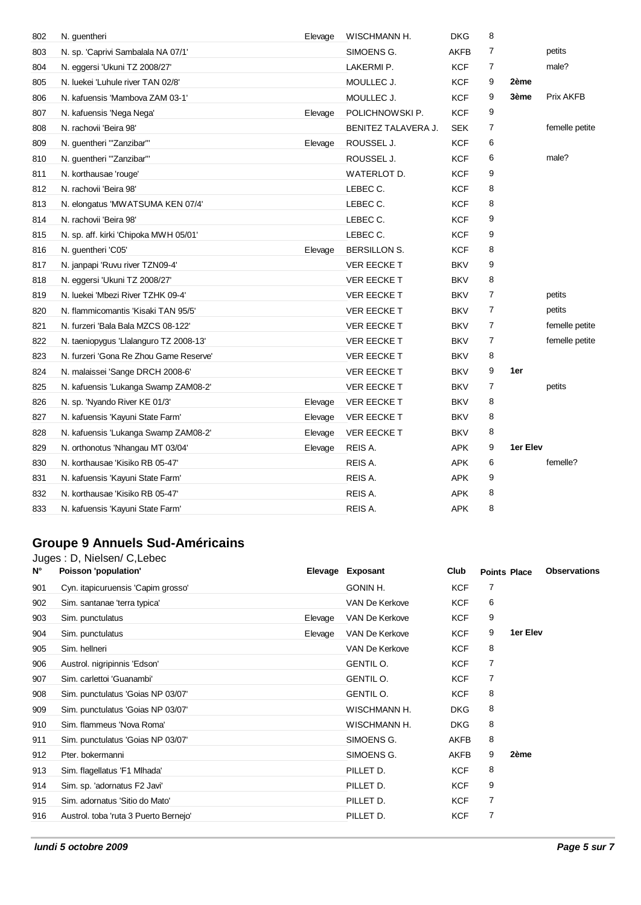| N° | Poisson 'population' | Elevage | Exposant | Club | Points | Place | Observations |
|---|---|---|---|---|---|---|---|
| 802 | N. guentheri | Elevage | WISCHMANN H. | DKG | 8 | | |
| 803 | N. sp. 'Caprivi Sambalala NA 07/1' | | SIMOENS G. | AKFB | 7 | | petits |
| 804 | N. eggersi 'Ukuni TZ 2008/27' | | LAKERMI P. | KCF | 7 | | male? |
| 805 | N. luekei 'Luhule river TAN 02/8' | | MOULLEC J. | KCF | 9 | **2ème** | |
| 806 | N. kafuensis 'Mambova ZAM 03-1' | | MOULLEC J. | KCF | 9 | **3ème** | Prix AKFB |
| 807 | N. kafuensis 'Nega Nega' | Elevage | POLICHNOWSKI P. | KCF | 9 | | |
| 808 | N. rachovii 'Beira 98' | | BENITEZ TALAVERA J. | SEK | 7 | | femelle petite |
| 809 | N. guentheri '"Zanzibar"' | Elevage | ROUSSEL J. | KCF | 6 | | |
| 810 | N. guentheri '"Zanzibar"' | | ROUSSEL J. | KCF | 6 | | male? |
| 811 | N. korthausae 'rouge' | | WATERLOT D. | KCF | 9 | | |
| 812 | N. rachovii 'Beira 98' | | LEBEC C. | KCF | 8 | | |
| 813 | N. elongatus 'MWATSUMA KEN 07/4' | | LEBEC C. | KCF | 8 | | |
| 814 | N. rachovii 'Beira 98' | | LEBEC C. | KCF | 9 | | |
| 815 | N. sp. aff. kirki 'Chipoka MWH 05/01' | | LEBEC C. | KCF | 9 | | |
| 816 | N. guentheri 'C05' | Elevage | BERSILLON S. | KCF | 8 | | |
| 817 | N. janpapi 'Ruvu river TZN09-4' | | VER EECKE T | BKV | 9 | | |
| 818 | N. eggersi 'Ukuni TZ 2008/27' | | VER EECKE T | BKV | 8 | | |
| 819 | N. luekei 'Mbezi River TZHK 09-4' | | VER EECKE T | BKV | 7 | | petits |
| 820 | N. flammicomantis 'Kisaki TAN 95/5' | | VER EECKE T | BKV | 7 | | petits |
| 821 | N. furzeri 'Bala Bala MZCS 08-122' | | VER EECKE T | BKV | 7 | | femelle petite |
| 822 | N. taeniopygus 'Llalanguro TZ 2008-13' | | VER EECKE T | BKV | 7 | | femelle petite |
| 823 | N. furzeri 'Gona Re Zhou Game Reserve' | | VER EECKE T | BKV | 8 | | |
| 824 | N. malaissei 'Sange DRCH 2008-6' | | VER EECKE T | BKV | 9 | **1er** | |
| 825 | N. kafuensis 'Lukanga Swamp ZAM08-2' | | VER EECKE T | BKV | 7 | | petits |
| 826 | N. sp. 'Nyando River KE 01/3' | Elevage | VER EECKE T | BKV | 8 | | |
| 827 | N. kafuensis 'Kayuni State Farm' | Elevage | VER EECKE T | BKV | 8 | | |
| 828 | N. kafuensis 'Lukanga Swamp ZAM08-2' | Elevage | VER EECKE T | BKV | 8 | | |
| 829 | N. orthonotus 'Nhangau MT 03/04' | Elevage | REIS A. | APK | 9 | **1er Elev** | |
| 830 | N. korthausae 'Kisiko RB 05-47' | | REIS A. | APK | 6 | | femelle? |
| 831 | N. kafuensis 'Kayuni State Farm' | | REIS A. | APK | 9 | | |
| 832 | N. korthausae 'Kisiko RB 05-47' | | REIS A. | APK | 8 | | |
| 833 | N. kafuensis 'Kayuni State Farm' | | REIS A. | APK | 8 | | |

## Groupe 9 Annuels Sud-Américains

Juges : D, Nielsen/ C,Lebec

| N° | Poisson 'population' | Elevage | Exposant | Club | Points | Place | Observations |
|---|---|---|---|---|---|---|---|
| 901 | Cyn. itapicuruensis 'Capim grosso' | | GONIN H. | KCF | 7 | | |
| 902 | Sim. santanae 'terra typica' | | VAN De Kerkove | KCF | 6 | | |
| 903 | Sim. punctulatus | Elevage | VAN De Kerkove | KCF | 9 | | |
| 904 | Sim. punctulatus | Elevage | VAN De Kerkove | KCF | 9 | **1er Elev** | |
| 905 | Sim. hellneri | | VAN De Kerkove | KCF | 8 | | |
| 906 | Austrol. nigripinnis 'Edson' | | GENTIL O. | KCF | 7 | | |
| 907 | Sim. carlettoi 'Guanambi' | | GENTIL O. | KCF | 7 | | |
| 908 | Sim. punctulatus 'Goias NP 03/07' | | GENTIL O. | KCF | 8 | | |
| 909 | Sim. punctulatus 'Goias NP 03/07' | | WISCHMANN H. | DKG | 8 | | |
| 910 | Sim. flammeus 'Nova Roma' | | WISCHMANN H. | DKG | 8 | | |
| 911 | Sim. punctulatus 'Goias NP 03/07' | | SIMOENS G. | AKFB | 8 | | |
| 912 | Pter. bokermanni | | SIMOENS G. | AKFB | 9 | **2ème** | |
| 913 | Sim. flagellatus 'F1 Mlhada' | | PILLET D. | KCF | 8 | | |
| 914 | Sim. sp. 'adornatus F2 Javi' | | PILLET D. | KCF | 9 | | |
| 915 | Sim. adornatus 'Sitio do Mato' | | PILLET D. | KCF | 7 | | |
| 916 | Austrol. toba 'ruta 3 Puerto Bernejo' | | PILLET D. | KCF | 7 | | |

*lundi 5 octobre 2009*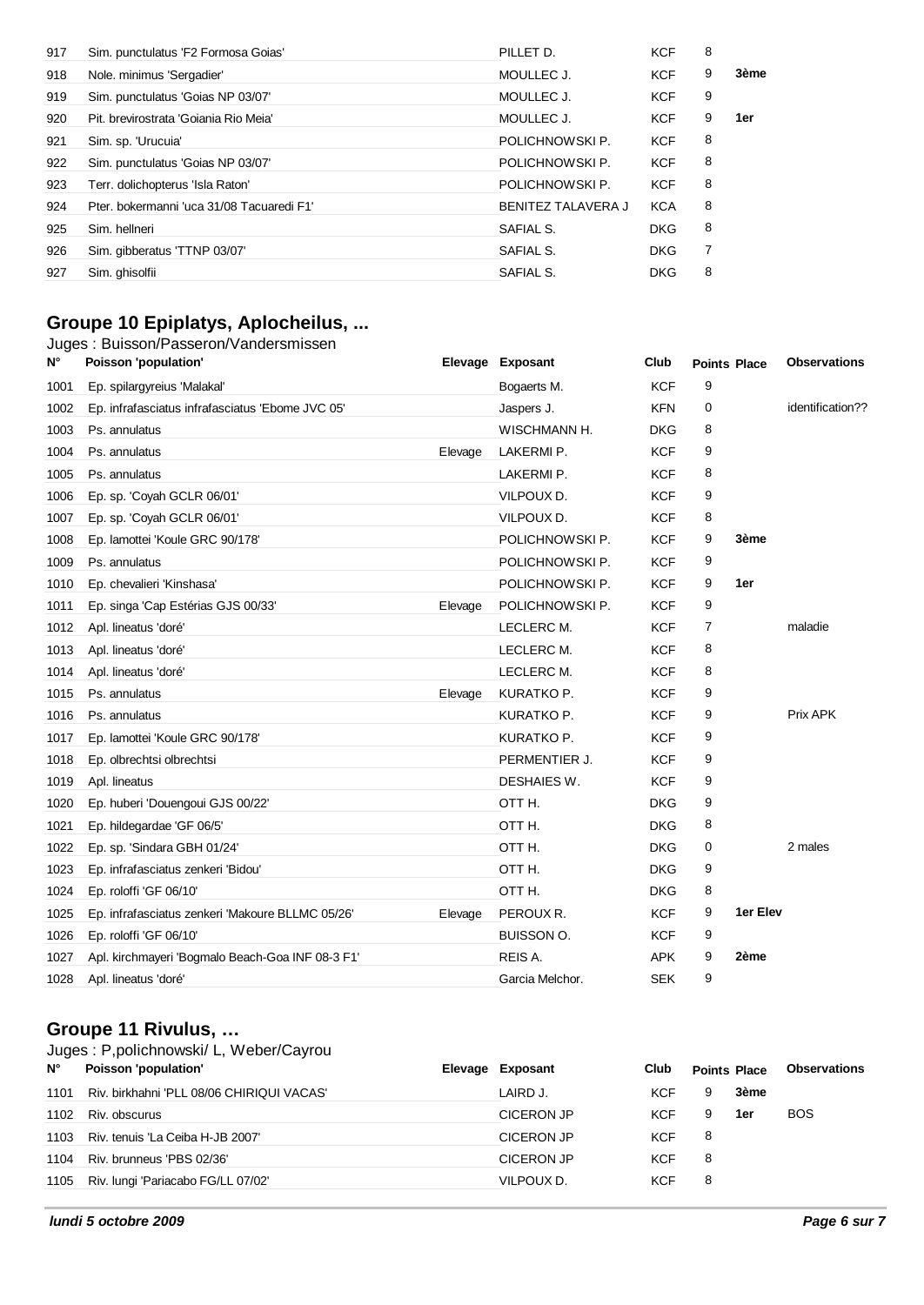| 917 | Sim. punctulatus 'F2 Formosa Goias' | | PILLET D. | KCF | 8 | | |
|---|---|---|---|---|---|---|---|
| 918 | Nole. minimus 'Sergadier' | | MOULLEC J. | KCF | 9 | **3ème** | |
| 919 | Sim. punctulatus 'Goias NP 03/07' | | MOULLEC J. | KCF | 9 | | |
| 920 | Pit. brevirostrata 'Goiania Rio Meia' | | MOULLEC J. | KCF | 9 | **1er** | |
| 921 | Sim. sp. 'Urucuia' | | POLICHNOWSKI P. | KCF | 8 | | |
| 922 | Sim. punctulatus 'Goias NP 03/07' | | POLICHNOWSKI P. | KCF | 8 | | |
| 923 | Terr. dolichopterus 'Isla Raton' | | POLICHNOWSKI P. | KCF | 8 | | |
| 924 | Pter. bokermanni 'uca 31/08 Tacuaredi F1' | | BENITEZ TALAVERA J | KCA | 8 | | |
| 925 | Sim. hellneri | | SAFIAL S. | DKG | 8 | | |
| 926 | Sim. gibberatus 'TTNP 03/07' | | SAFIAL S. | DKG | 7 | | |
| 927 | Sim. ghisolfii | | SAFIAL S. | DKG | 8 | | |

## Groupe 10 Epiplatys, Aplocheilus, ...

Juges : Buisson/Passeron/Vandersmissen

| N° | Poisson 'population' | Elevage | Exposant | Club | Points | Place | Observations |
|---|---|---|---|---|---|---|---|
| 1001 | Ep. spilargyreius 'Malakal' | | Bogaerts M. | KCF | 9 | | |
| 1002 | Ep. infrafasciatus infrafasciatus 'Ebome JVC 05' | | Jaspers J. | KFN | 0 | | identification?? |
| 1003 | Ps. annulatus | | WISCHMANN H. | DKG | 8 | | |
| 1004 | Ps. annulatus | Elevage | LAKERMI P. | KCF | 9 | | |
| 1005 | Ps. annulatus | | LAKERMI P. | KCF | 8 | | |
| 1006 | Ep. sp. 'Coyah GCLR 06/01' | | VILPOUX D. | KCF | 9 | | |
| 1007 | Ep. sp. 'Coyah GCLR 06/01' | | VILPOUX D. | KCF | 8 | | |
| 1008 | Ep. lamottei 'Koule GRC 90/178' | | POLICHNOWSKI P. | KCF | 9 | **3ème** | |
| 1009 | Ps. annulatus | | POLICHNOWSKI P. | KCF | 9 | | |
| 1010 | Ep. chevalieri 'Kinshasa' | | POLICHNOWSKI P. | KCF | 9 | **1er** | |
| 1011 | Ep. singa 'Cap Estérias GJS 00/33' | Elevage | POLICHNOWSKI P. | KCF | 9 | | |
| 1012 | Apl. lineatus 'doré' | | LECLERC M. | KCF | 7 | | maladie |
| 1013 | Apl. lineatus 'doré' | | LECLERC M. | KCF | 8 | | |
| 1014 | Apl. lineatus 'doré' | | LECLERC M. | KCF | 8 | | |
| 1015 | Ps. annulatus | Elevage | KURATKO P. | KCF | 9 | | |
| 1016 | Ps. annulatus | | KURATKO P. | KCF | 9 | | Prix APK |
| 1017 | Ep. lamottei 'Koule GRC 90/178' | | KURATKO P. | KCF | 9 | | |
| 1018 | Ep. olbrechtsi olbrechtsi | | PERMENTIER J. | KCF | 9 | | |
| 1019 | Apl. lineatus | | DESHAIES W. | KCF | 9 | | |
| 1020 | Ep. huberi 'Douengoui GJS 00/22' | | OTT H. | DKG | 9 | | |
| 1021 | Ep. hildegardae 'GF 06/5' | | OTT H. | DKG | 8 | | |
| 1022 | Ep. sp. 'Sindara GBH 01/24' | | OTT H. | DKG | 0 | | 2 males |
| 1023 | Ep. infrafasciatus zenkeri 'Bidou' | | OTT H. | DKG | 9 | | |
| 1024 | Ep. roloffi 'GF 06/10' | | OTT H. | DKG | 8 | | |
| 1025 | Ep. infrafasciatus zenkeri 'Makoure BLLMC 05/26' | Elevage | PEROUX R. | KCF | 9 | **1er Elev** | |
| 1026 | Ep. roloffi 'GF 06/10' | | BUISSON O. | KCF | 9 | | |
| 1027 | Apl. kirchmayeri 'Bogmalo Beach-Goa INF 08-3 F1' | | REIS A. | APK | 9 | **2ème** | |
| 1028 | Apl. lineatus 'doré' | | Garcia Melchor. | SEK | 9 | | |

## Groupe 11 Rivulus, …

Juges : P,polichnowski/ L, Weber/Cayrou

| N° | Poisson 'population' | Elevage | Exposant | Club | Points | Place | Observations |
|---|---|---|---|---|---|---|---|
| 1101 | Riv. birkhahni 'PLL 08/06 CHIRIQUI VACAS' | | LAIRD J. | KCF | 9 | **3ème** | |
| 1102 | Riv. obscurus | | CICERON JP | KCF | 9 | **1er** | BOS |
| 1103 | Riv. tenuis 'La Ceiba H-JB 2007' | | CICERON JP | KCF | 8 | | |
| 1104 | Riv. brunneus 'PBS 02/36' | | CICERON JP | KCF | 8 | | |
| 1105 | Riv. lungi 'Pariacabo FG/LL 07/02' | | VILPOUX D. | KCF | 8 | | |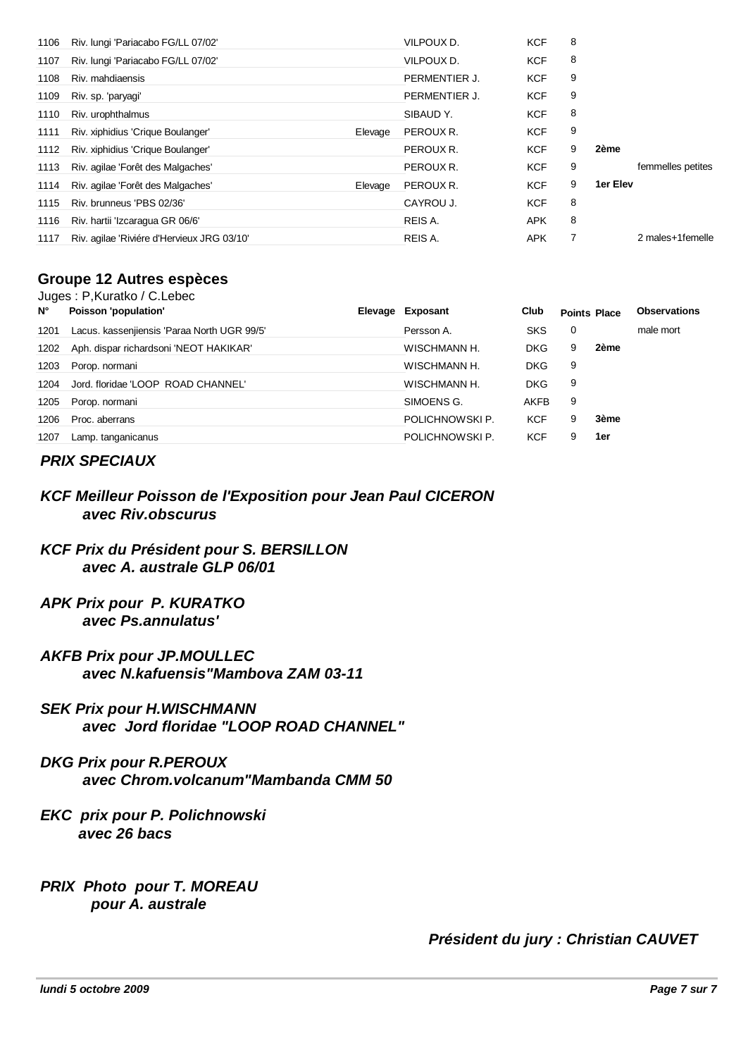| | | | | | | | |
|---|---|---|---|---|---|---|---|
| 1106 | Riv. lungi 'Pariacabo FG/LL 07/02' | | VILPOUX D. | KCF | 8 | | |
| 1107 | Riv. lungi 'Pariacabo FG/LL 07/02' | | VILPOUX D. | KCF | 8 | | |
| 1108 | Riv. mahdiaensis | | PERMENTIER J. | KCF | 9 | | |
| 1109 | Riv. sp. 'paryagi' | | PERMENTIER J. | KCF | 9 | | |
| 1110 | Riv. urophthalmus | | SIBAUD Y. | KCF | 8 | | |
| 1111 | Riv. xiphidius 'Crique Boulanger' | Elevage | PEROUX R. | KCF | 9 | | |
| 1112 | Riv. xiphidius 'Crique Boulanger' | | PEROUX R. | KCF | 9 | **2ème** | |
| 1113 | Riv. agilae 'Forêt des Malgaches' | | PEROUX R. | KCF | 9 | | femmelles petites |
| 1114 | Riv. agilae 'Forêt des Malgaches' | Elevage | PEROUX R. | KCF | 9 | **1er Elev** | |
| 1115 | Riv. brunneus 'PBS 02/36' | | CAYROU J. | KCF | 8 | | |
| 1116 | Riv. hartii 'Izcaragua GR 06/6' | | REIS A. | APK | 8 | | |
| 1117 | Riv. agilae 'Riviére d'Hervieux JRG 03/10' | | REIS A. | APK | 7 | | 2 males+1femelle |

## Groupe 12 Autres espèces

Juges : P,Kuratko / C.Lebec

| N° | Poisson 'population' | Elevage | Exposant | Club | Points | Place | Observations |
|---|---|---|---|---|---|---|---|
| 1201 | Lacus. kassenjiensis 'Paraa North UGR 99/5' | | Persson A. | SKS | 0 | | male mort |
| 1202 | Aph. dispar richardsoni 'NEOT HAKIKAR' | | WISCHMANN H. | DKG | 9 | **2ème** | |
| 1203 | Porop. normani | | WISCHMANN H. | DKG | 9 | | |
| 1204 | Jord. floridae 'LOOP ROAD CHANNEL' | | WISCHMANN H. | DKG | 9 | | |
| 1205 | Porop. normani | | SIMOENS G. | AKFB | 9 | | |
| 1206 | Proc. aberrans | | POLICHNOWSKI P. | KCF | 9 | **3ème** | |
| 1207 | Lamp. tanganicanus | | POLICHNOWSKI P. | KCF | 9 | **1er** | |

***PRIX SPECIAUX***

***KCF Meilleur Poisson de l'Exposition pour Jean Paul CICERON***
***avec Riv.obscurus***

***KCF Prix du Président pour S. BERSILLON***
***avec A. australe GLP 06/01***

***APK Prix pour P. KURATKO***
***avec Ps.annulatus'***

***AKFB Prix pour JP.MOULLEC***
***avec N.kafuensis"Mambova ZAM 03-11***

***SEK Prix pour H.WISCHMANN***
***avec Jord floridae "LOOP ROAD CHANNEL"***

***DKG Prix pour R.PEROUX***
***avec Chrom.volcanum"Mambanda CMM 50***

***EKC prix pour P. Polichnowski***
***avec 26 bacs***

***PRIX Photo pour T. MOREAU***
***pour A. australe***

***Président du jury : Christian CAUVET***

*lundi 5 octobre 2009*